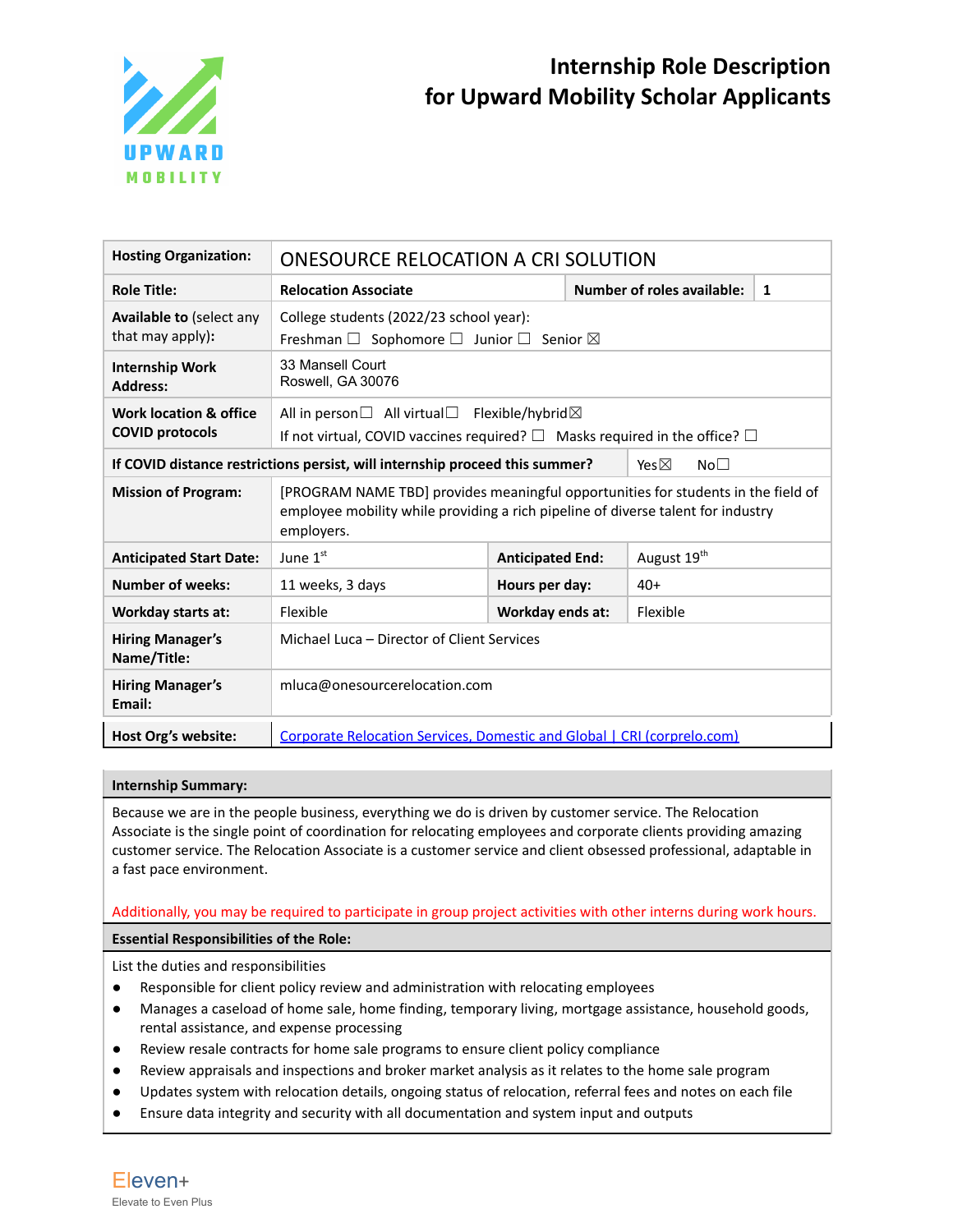# Internship Role Description for Upward Mobility Scholar Applicants

| **Hosting Organization:** | ONESOURCE RELOCATION A CRI SOLUTION | | |
|---|---|---|---|
| **Role Title:** | **Relocation Associate** | **Number of roles available:** | **1** |
| **Available to** (select any that may apply): | College students (2022/23 school year): Freshman ☐ Sophomore ☐ Junior ☐ Senior ☒ | | |
| **Internship Work Address:** | 33 Mansell Court Roswell, GA 30076 | | |
| **Work location & office COVID protocols** | All in person☐ All virtual☐ Flexible/hybrid☒ If not virtual, COVID vaccines required? ☐ Masks required in the office? ☐ | | |
| **If COVID distance restrictions persist, will internship proceed this summer?** | | Yes☒ | No☐ |
| **Mission of Program:** | [PROGRAM NAME TBD] provides meaningful opportunities for students in the field of employee mobility while providing a rich pipeline of diverse talent for industry employers. | | |
| **Anticipated Start Date:** | June 1st | **Anticipated End:** | August 19th |
| **Number of weeks:** | 11 weeks, 3 days | **Hours per day:** | 40+ |
| **Workday starts at:** | Flexible | **Workday ends at:** | Flexible |
| **Hiring Manager's Name/Title:** | Michael Luca – Director of Client Services | | |
| **Hiring Manager's Email:** | mluca@onesourcerelocation.com | | |
| **Host Org's website:** | Corporate Relocation Services, Domestic and Global \| CRI (corprelo.com) | | |

**Internship Summary:**

Because we are in the people business, everything we do is driven by customer service. The Relocation Associate is the single point of coordination for relocating employees and corporate clients providing amazing customer service. The Relocation Associate is a customer service and client obsessed professional, adaptable in a fast pace environment.

Additionally, you may be required to participate in group project activities with other interns during work hours.

**Essential Responsibilities of the Role:**

List the duties and responsibilities

- Responsible for client policy review and administration with relocating employees
- Manages a caseload of home sale, home finding, temporary living, mortgage assistance, household goods, rental assistance, and expense processing
- Review resale contracts for home sale programs to ensure client policy compliance
- Review appraisals and inspections and broker market analysis as it relates to the home sale program
- Updates system with relocation details, ongoing status of relocation, referral fees and notes on each file
- Ensure data integrity and security with all documentation and system input and outputs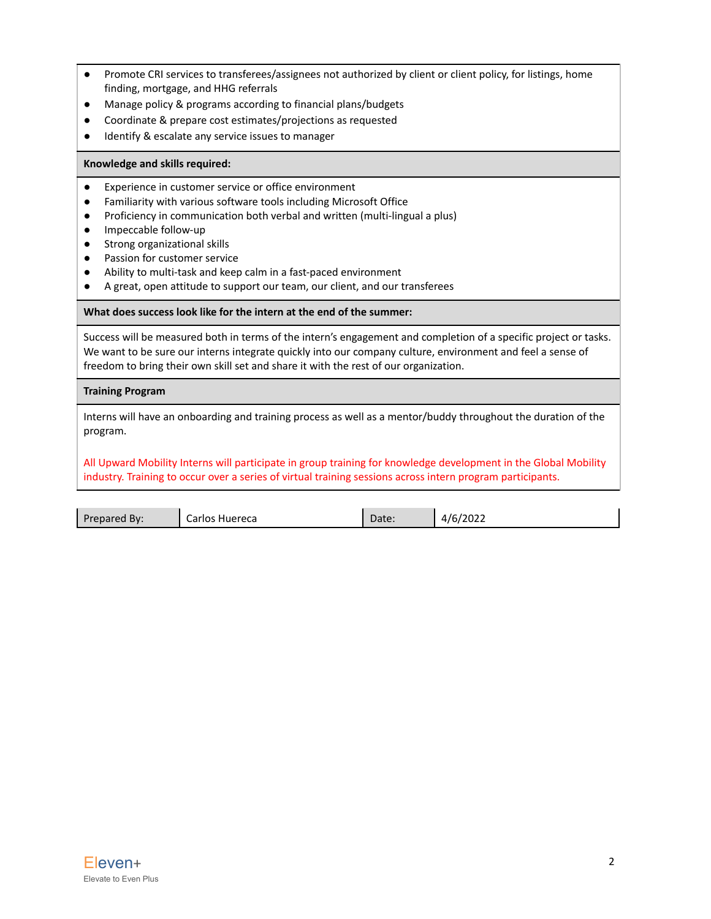- Promote CRI services to transferees/assignees not authorized by client or client policy, for listings, home finding, mortgage, and HHG referrals
- Manage policy & programs according to financial plans/budgets
- Coordinate & prepare cost estimates/projections as requested
- Identify & escalate any service issues to manager

**Knowledge and skills required:**

- Experience in customer service or office environment
- Familiarity with various software tools including Microsoft Office
- Proficiency in communication both verbal and written (multi-lingual a plus)
- Impeccable follow-up
- Strong organizational skills
- Passion for customer service
- Ability to multi-task and keep calm in a fast-paced environment
- A great, open attitude to support our team, our client, and our transferees

**What does success look like for the intern at the end of the summer:**

Success will be measured both in terms of the intern's engagement and completion of a specific project or tasks. We want to be sure our interns integrate quickly into our company culture, environment and feel a sense of freedom to bring their own skill set and share it with the rest of our organization.

**Training Program**

Interns will have an onboarding and training process as well as a mentor/buddy throughout the duration of the program.

All Upward Mobility Interns will participate in group training for knowledge development in the Global Mobility industry. Training to occur over a series of virtual training sessions across intern program participants.

| | | | |
|---|---|---|---|
| Prepared By: | Carlos Huereca | Date: | 4/6/2022 |

Eleven+
Elevate to Even Plus